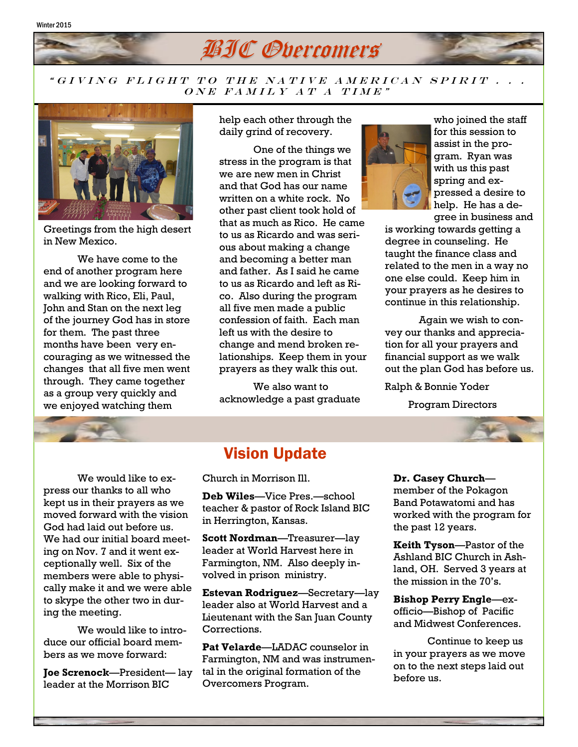Winter 2015

# BIC Overcomers

*"GIVING FLIGHT TO THE NATIVE AMERICAN SPIRIT . . . ONE FAMILY AT A TIME"*

Greetings from the high desert in New Mexico.

We have come to the end of another program here and we are looking forward to walking with Rico, Eli, Paul, John and Stan on the next leg of the journey God has in store for them. The past three months have been very encouraging as we witnessed the changes that all five men went through. They came together as a group very quickly and we enjoyed watching them help each other through the daily grind of recovery.

One of the things we stress in the program is that we are new men in Christ and that God has our name written on a white rock. No other past client took hold of that as much as Rico. He came to us as Ricardo and was serious about making a change and becoming a better man and father. As I said he came to us as Ricardo and left as Rico. Also during the program all five men made a public confession of faith. Each man left us with the desire to change and mend broken relationships. Keep them in your prayers as they walk this out.

We also want to acknowledge a past graduate who joined the staff for this session to assist in the program. Ryan was with us this past spring and expressed a desire to help. He has a degree in business and is working towards getting a degree in counseling. He taught the finance class and related to the men in a way no one else could. Keep him in your prayers as he desires to continue in this relationship.

Again we wish to convey our thanks and appreciation for all your prayers and financial support as we walk out the plan God has before us.

Ralph & Bonnie Yoder

Program Directors

## Vision Update

We would like to express our thanks to all who kept us in their prayers as we moved forward with the vision God had laid out before us. We had our initial board meeting on Nov. 7 and it went exceptionally well. Six of the members were able to physically make it and we were able to skype the other two in during the meeting.

We would like to introduce our official board members as we move forward:

**Joe Screnock**—President— lay leader at the Morrison BIC Church in Morrison Ill.

**Deb Wiles**—Vice Pres.—school teacher & pastor of Rock Island BIC in Herrington, Kansas.

**Scott Nordman**—Treasurer—lay leader at World Harvest here in Farmington, NM. Also deeply involved in prison ministry.

**Estevan Rodriguez**—Secretary—lay leader also at World Harvest and a Lieutenant with the San Juan County Corrections.

**Pat Velarde**—LADAC counselor in Farmington, NM and was instrumental in the original formation of the Overcomers Program.

**Dr. Casey Church**—member of the Pokagon Band Potawatomi and has worked with the program for the past 12 years.

**Keith Tyson**—Pastor of the Ashland BIC Church in Ashland, OH. Served 3 years at the mission in the 70's.

**Bishop Perry Engle**—ex-officio—Bishop of Pacific and Midwest Conferences.

Continue to keep us in your prayers as we move on to the next steps laid out before us.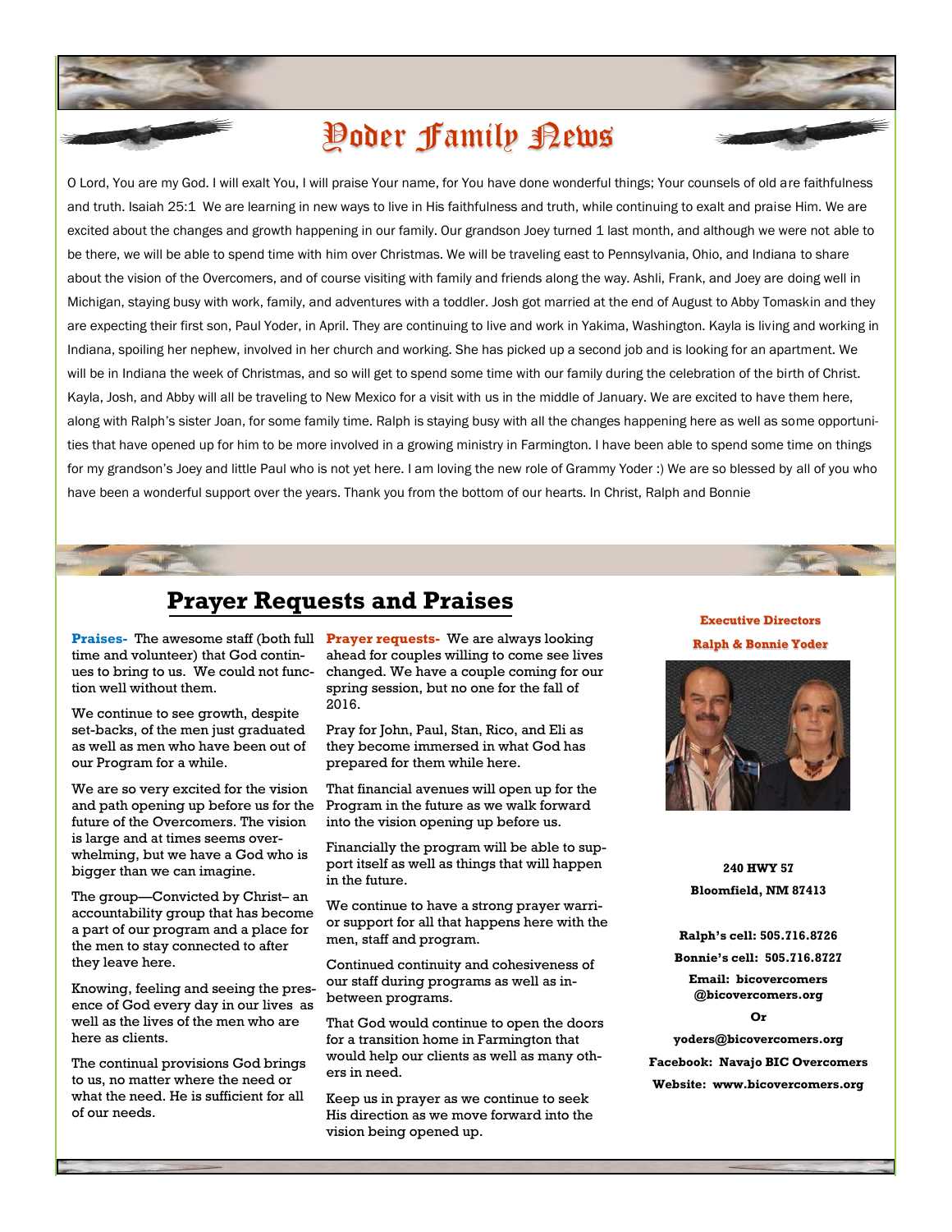# Yoder Family News

O Lord, You are my God. I will exalt You, I will praise Your name, for You have done wonderful things; Your counsels of old are faithfulness and truth. Isaiah 25:1 We are learning in new ways to live in His faithfulness and truth, while continuing to exalt and praise Him. We are excited about the changes and growth happening in our family. Our grandson Joey turned 1 last month, and although we were not able to be there, we will be able to spend time with him over Christmas. We will be traveling east to Pennsylvania, Ohio, and Indiana to share about the vision of the Overcomers, and of course visiting with family and friends along the way. Ashli, Frank, and Joey are doing well in Michigan, staying busy with work, family, and adventures with a toddler. Josh got married at the end of August to Abby Tomaskin and they are expecting their first son, Paul Yoder, in April. They are continuing to live and work in Yakima, Washington. Kayla is living and working in Indiana, spoiling her nephew, involved in her church and working. She has picked up a second job and is looking for an apartment. We will be in Indiana the week of Christmas, and so will get to spend some time with our family during the celebration of the birth of Christ. Kayla, Josh, and Abby will all be traveling to New Mexico for a visit with us in the middle of January. We are excited to have them here, along with Ralph's sister Joan, for some family time. Ralph is staying busy with all the changes happening here as well as some opportunities that have opened up for him to be more involved in a growing ministry in Farmington. I have been able to spend some time on things for my grandson's Joey and little Paul who is not yet here. I am loving the new role of Grammy Yoder :) We are so blessed by all of you who have been a wonderful support over the years. Thank you from the bottom of our hearts. In Christ, Ralph and Bonnie

## Prayer Requests and Praises

**Praises-** The awesome staff (both full time and volunteer) that God continues to bring to us. We could not function well without them.

We continue to see growth, despite set-backs, of the men just graduated as well as men who have been out of our Program for a while.

We are so very excited for the vision and path opening up before us for the future of the Overcomers. The vision is large and at times seems overwhelming, but we have a God who is bigger than we can imagine.

The group—Convicted by Christ– an accountability group that has become a part of our program and a place for the men to stay connected to after they leave here.

Knowing, feeling and seeing the presence of God every day in our lives as well as the lives of the men who are here as clients.

The continual provisions God brings to us, no matter where the need or what the need. He is sufficient for all of our needs.

**Prayer requests-** We are always looking ahead for couples willing to come see lives changed. We have a couple coming for our spring session, but no one for the fall of 2016.

Pray for John, Paul, Stan, Rico, and Eli as they become immersed in what God has prepared for them while here.

That financial avenues will open up for the Program in the future as we walk forward into the vision opening up before us.

Financially the program will be able to support itself as well as things that will happen in the future.

We continue to have a strong prayer warrior support for all that happens here with the men, staff and program.

Continued continuity and cohesiveness of our staff during programs as well as in-between programs.

That God would continue to open the doors for a transition home in Farmington that would help our clients as well as many others in need.

Keep us in prayer as we continue to seek His direction as we move forward into the vision being opened up.

**Executive Directors**

**Ralph & Bonnie Yoder**

**240 HWY 57**
**Bloomfield, NM 87413**

**Ralph's cell: 505.716.8726**
**Bonnie's cell: 505.716.8727**
**Email: bicovercomers@bicovercomers.org**
**Or**
**yoders@bicovercomers.org**
**Facebook: Navajo BIC Overcomers**
**Website: www.bicovercomers.org**